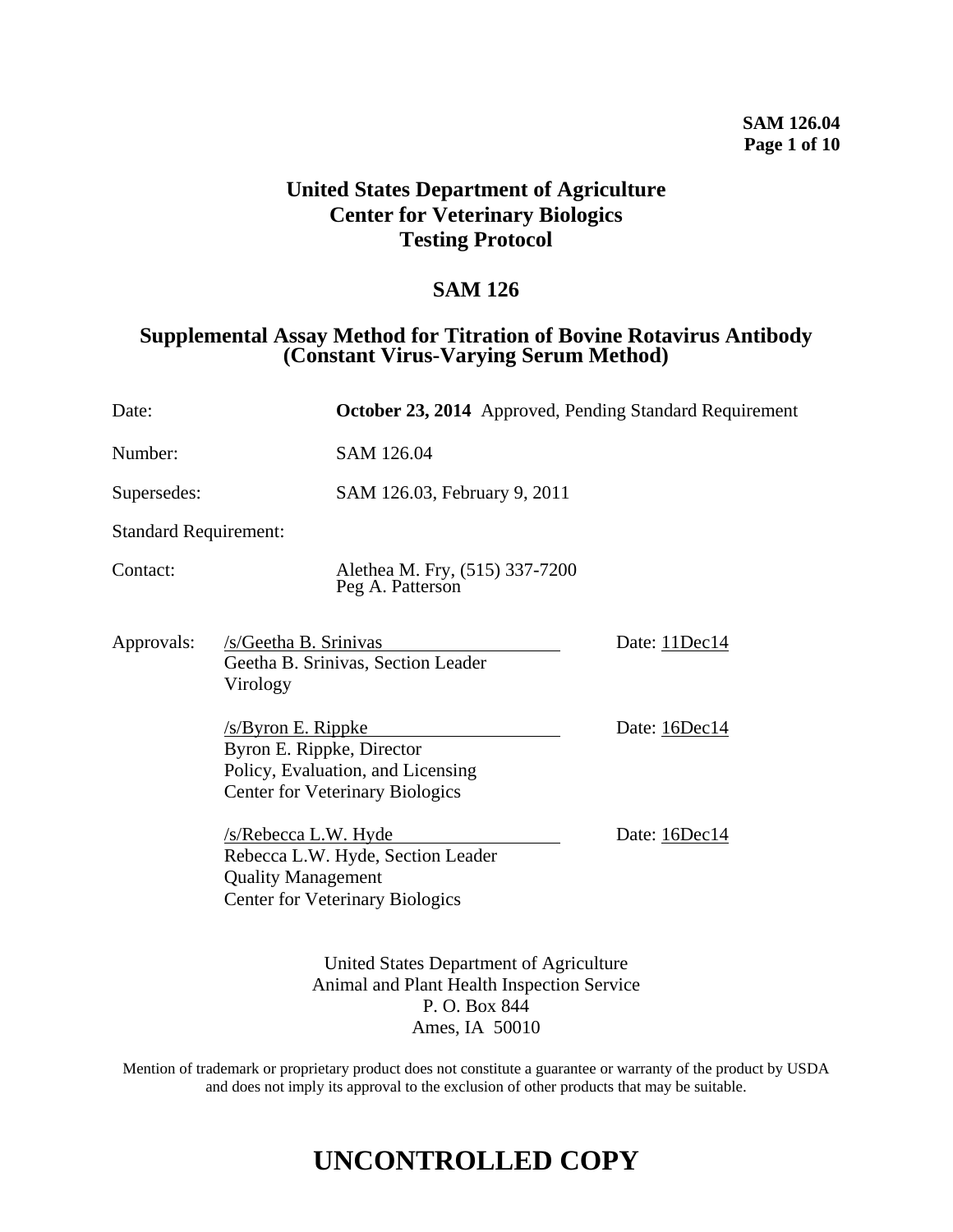# United States Department of Agriculture
# Center for Veterinary Biologics
# Testing Protocol

## SAM 126

## Supplemental Assay Method for Titration of Bovine Rotavirus Antibody (Constant Virus-Varying Serum Method)

| | |
|---|---|
| Date: | **October 23, 2014** Approved, Pending Standard Requirement |
| Number: | SAM 126.04 |
| Supersedes: | SAM 126.03, February 9, 2011 |
| Standard Requirement: | |
| Contact: | Alethea M. Fry, (515) 337-7200<br>Peg A. Patterson |

Approvals:

/s/Geetha B. Srinivas — Date: 11Dec14
Geetha B. Srinivas, Section Leader
Virology

/s/Byron E. Rippke — Date: 16Dec14
Byron E. Rippke, Director
Policy, Evaluation, and Licensing
Center for Veterinary Biologics

/s/Rebecca L.W. Hyde — Date: 16Dec14
Rebecca L.W. Hyde, Section Leader
Quality Management
Center for Veterinary Biologics

United States Department of Agriculture
Animal and Plant Health Inspection Service
P. O. Box 844
Ames, IA 50010

Mention of trademark or proprietary product does not constitute a guarantee or warranty of the product by USDA and does not imply its approval to the exclusion of other products that may be suitable.

# UNCONTROLLED COPY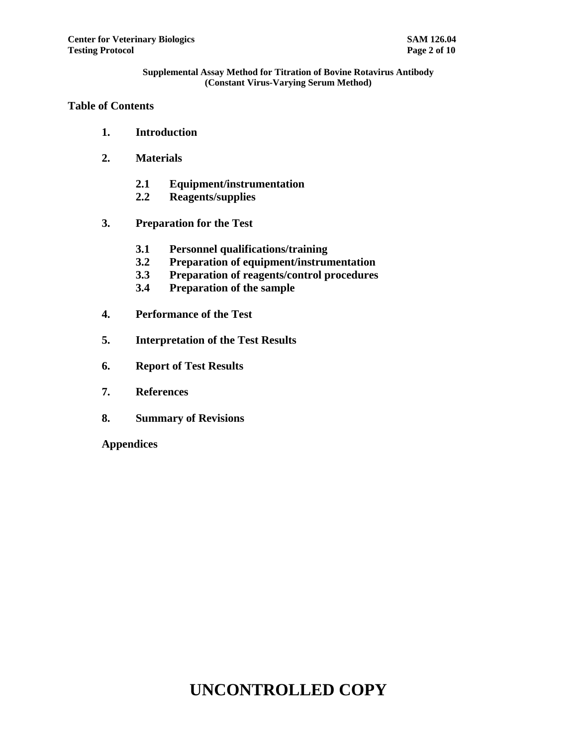**Supplemental Assay Method for Titration of Bovine Rotavirus Antibody (Constant Virus-Varying Serum Method)**

## Table of Contents

1. **Introduction**

2. **Materials**

   2.1 **Equipment/instrumentation**
   2.2 **Reagents/supplies**

3. **Preparation for the Test**

   3.1 **Personnel qualifications/training**
   3.2 **Preparation of equipment/instrumentation**
   3.3 **Preparation of reagents/control procedures**
   3.4 **Preparation of the sample**

4. **Performance of the Test**

5. **Interpretation of the Test Results**

6. **Report of Test Results**

7. **References**

8. **Summary of Revisions**

**Appendices**

# UNCONTROLLED COPY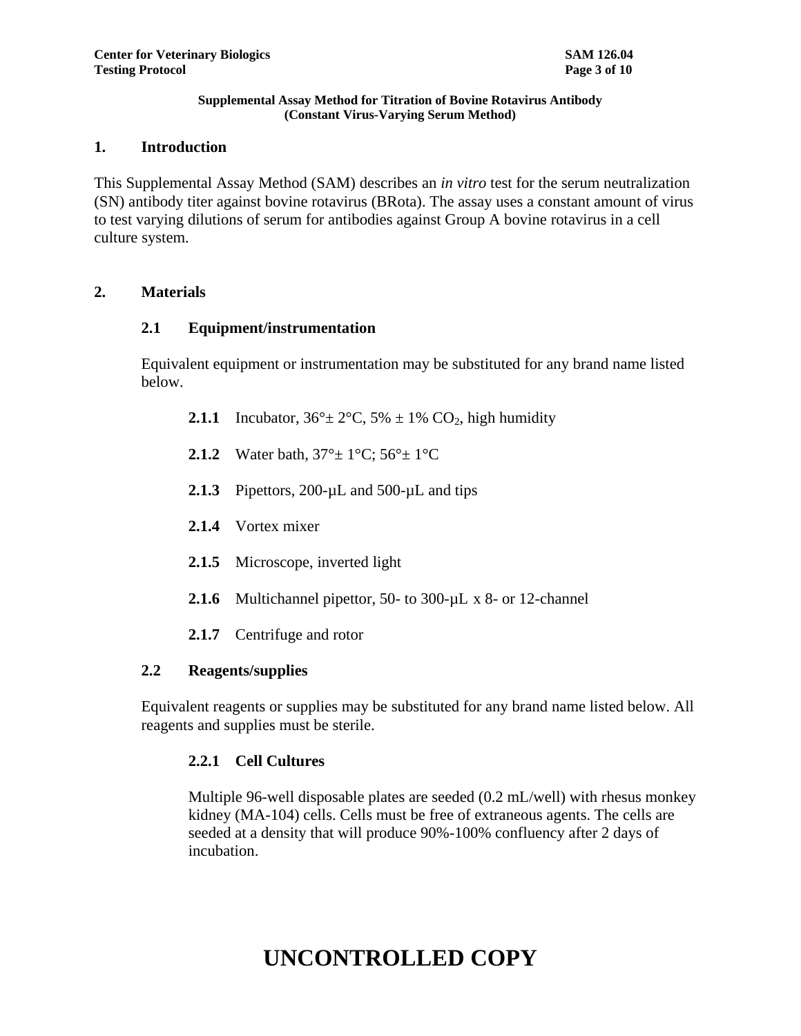**Supplemental Assay Method for Titration of Bovine Rotavirus Antibody (Constant Virus-Varying Serum Method)**

## 1. Introduction

This Supplemental Assay Method (SAM) describes an *in vitro* test for the serum neutralization (SN) antibody titer against bovine rotavirus (BRota). The assay uses a constant amount of virus to test varying dilutions of serum for antibodies against Group A bovine rotavirus in a cell culture system.

## 2. Materials

### 2.1 Equipment/instrumentation

Equivalent equipment or instrumentation may be substituted for any brand name listed below.

**2.1.1** Incubator, 36°± 2°C, 5% ± 1% $CO_2$, high humidity

**2.1.2** Water bath, 37°± 1°C; 56°± 1°C

**2.1.3** Pipettors, 200-µL and 500-µL and tips

**2.1.4** Vortex mixer

**2.1.5** Microscope, inverted light

**2.1.6** Multichannel pipettor, 50- to 300-µL x 8- or 12-channel

**2.1.7** Centrifuge and rotor

### 2.2 Reagents/supplies

Equivalent reagents or supplies may be substituted for any brand name listed below. All reagents and supplies must be sterile.

#### 2.2.1 Cell Cultures

Multiple 96-well disposable plates are seeded (0.2 mL/well) with rhesus monkey kidney (MA-104) cells. Cells must be free of extraneous agents. The cells are seeded at a density that will produce 90%-100% confluency after 2 days of incubation.

**UNCONTROLLED COPY**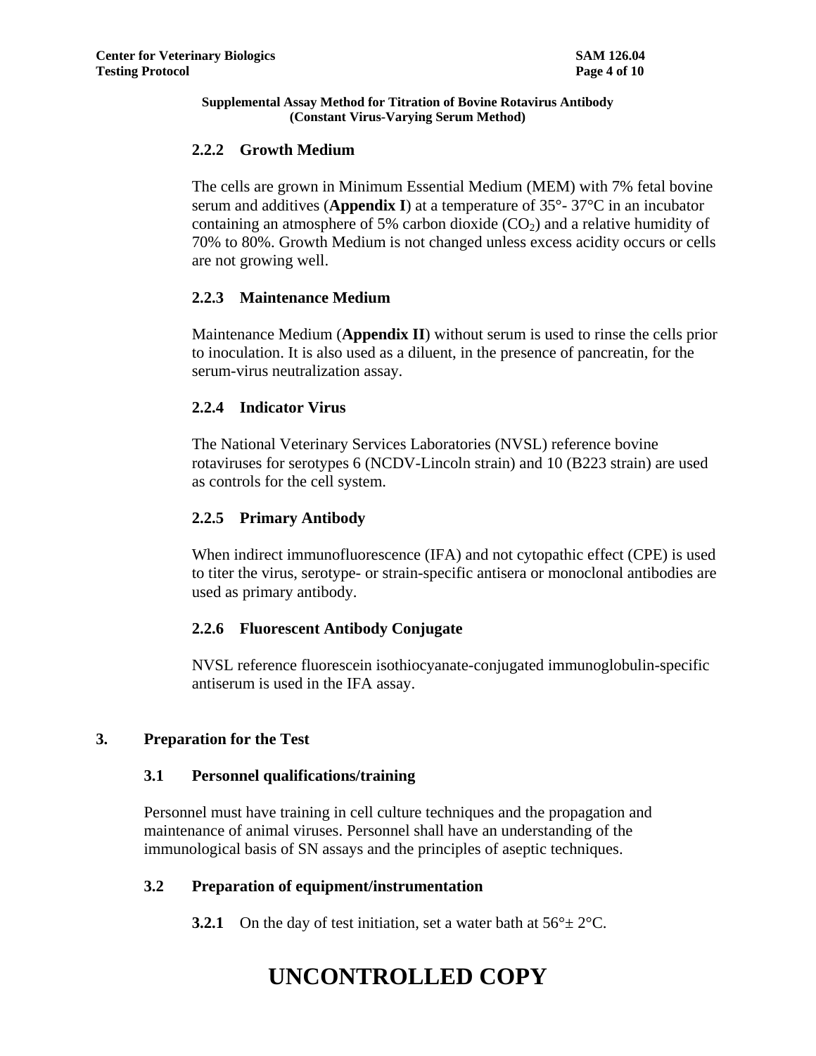#### 2.2.2 Growth Medium

The cells are grown in Minimum Essential Medium (MEM) with 7% fetal bovine serum and additives (**Appendix I**) at a temperature of 35°- 37°C in an incubator containing an atmosphere of 5% carbon dioxide ($CO_2$) and a relative humidity of 70% to 80%. Growth Medium is not changed unless excess acidity occurs or cells are not growing well.

#### 2.2.3 Maintenance Medium

Maintenance Medium (**Appendix II**) without serum is used to rinse the cells prior to inoculation. It is also used as a diluent, in the presence of pancreatin, for the serum-virus neutralization assay.

#### 2.2.4 Indicator Virus

The National Veterinary Services Laboratories (NVSL) reference bovine rotaviruses for serotypes 6 (NCDV-Lincoln strain) and 10 (B223 strain) are used as controls for the cell system.

#### 2.2.5 Primary Antibody

When indirect immunofluorescence (IFA) and not cytopathic effect (CPE) is used to titer the virus, serotype- or strain-specific antisera or monoclonal antibodies are used as primary antibody.

#### 2.2.6 Fluorescent Antibody Conjugate

NVSL reference fluorescein isothiocyanate-conjugated immunoglobulin-specific antiserum is used in the IFA assay.

## 3. Preparation for the Test

### 3.1 Personnel qualifications/training

Personnel must have training in cell culture techniques and the propagation and maintenance of animal viruses. Personnel shall have an understanding of the immunological basis of SN assays and the principles of aseptic techniques.

### 3.2 Preparation of equipment/instrumentation

**3.2.1** On the day of test initiation, set a water bath at 56°± 2°C.

UNCONTROLLED COPY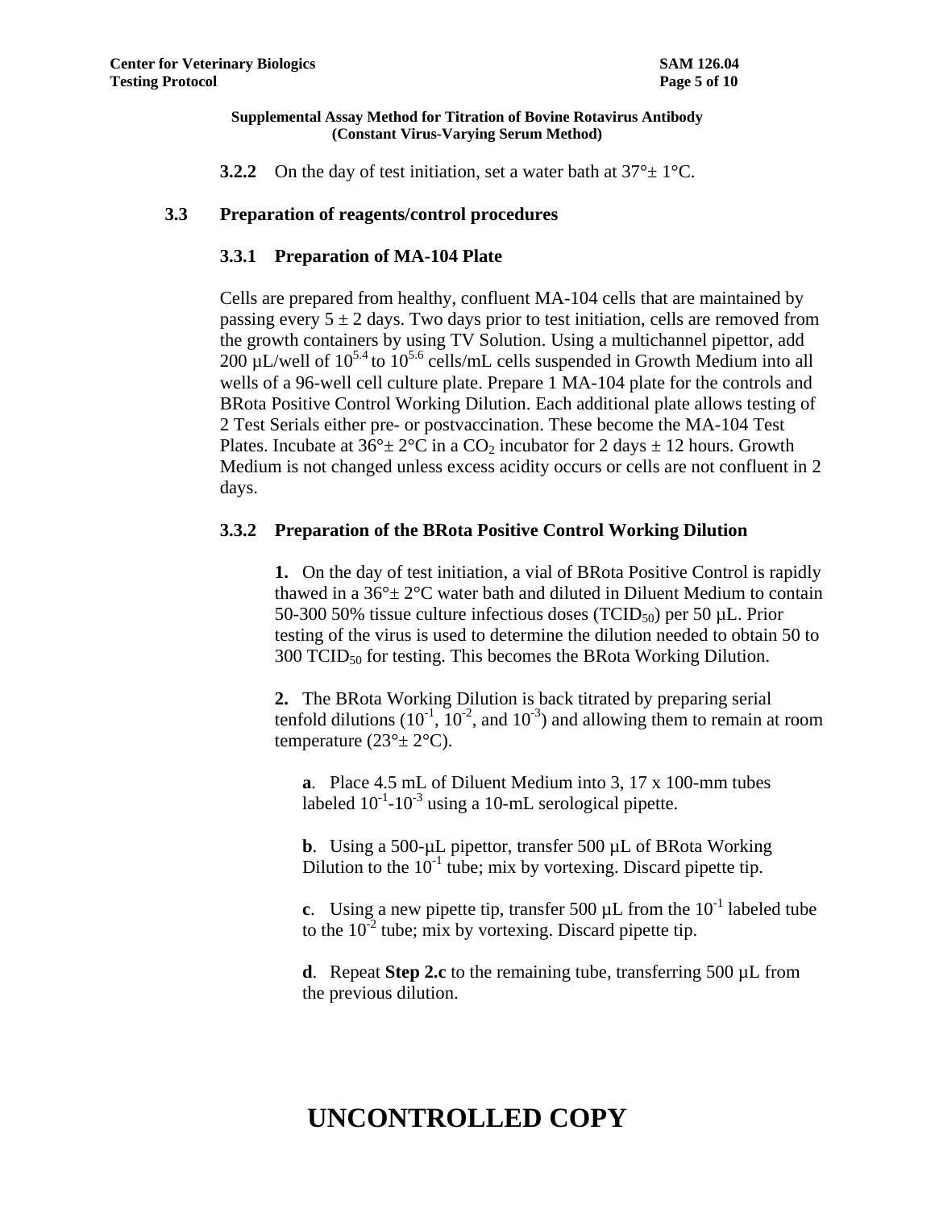**3.2.2** On the day of test initiation, set a water bath at 37°± 1°C.

## 3.3 Preparation of reagents/control procedures

### 3.3.1 Preparation of MA-104 Plate

Cells are prepared from healthy, confluent MA-104 cells that are maintained by passing every 5 ± 2 days. Two days prior to test initiation, cells are removed from the growth containers by using TV Solution. Using a multichannel pipettor, add 200 µL/well of $10^{5.4}$ to $10^{5.6}$ cells/mL cells suspended in Growth Medium into all wells of a 96-well cell culture plate. Prepare 1 MA-104 plate for the controls and BRota Positive Control Working Dilution. Each additional plate allows testing of 2 Test Serials either pre- or postvaccination. These become the MA-104 Test Plates. Incubate at 36°± 2°C in a $CO_2$ incubator for 2 days ± 12 hours. Growth Medium is not changed unless excess acidity occurs or cells are not confluent in 2 days.

### 3.3.2 Preparation of the BRota Positive Control Working Dilution

**1.** On the day of test initiation, a vial of BRota Positive Control is rapidly thawed in a 36°± 2°C water bath and diluted in Diluent Medium to contain 50-300 50% tissue culture infectious doses ($TCID_{50}$) per 50 µL. Prior testing of the virus is used to determine the dilution needed to obtain 50 to 300 $TCID_{50}$ for testing. This becomes the BRota Working Dilution.

**2.** The BRota Working Dilution is back titrated by preparing serial tenfold dilutions ($10^{-1}$, $10^{-2}$, and $10^{-3}$) and allowing them to remain at room temperature (23°± 2°C).

**a**. Place 4.5 mL of Diluent Medium into 3, 17 x 100-mm tubes labeled $10^{-1}$-$10^{-3}$ using a 10-mL serological pipette.

**b**. Using a 500-µL pipettor, transfer 500 µL of BRota Working Dilution to the $10^{-1}$ tube; mix by vortexing. Discard pipette tip.

**c**. Using a new pipette tip, transfer 500 µL from the $10^{-1}$ labeled tube to the $10^{-2}$ tube; mix by vortexing. Discard pipette tip.

**d**. Repeat **Step 2.c** to the remaining tube, transferring 500 µL from the previous dilution.

# UNCONTROLLED COPY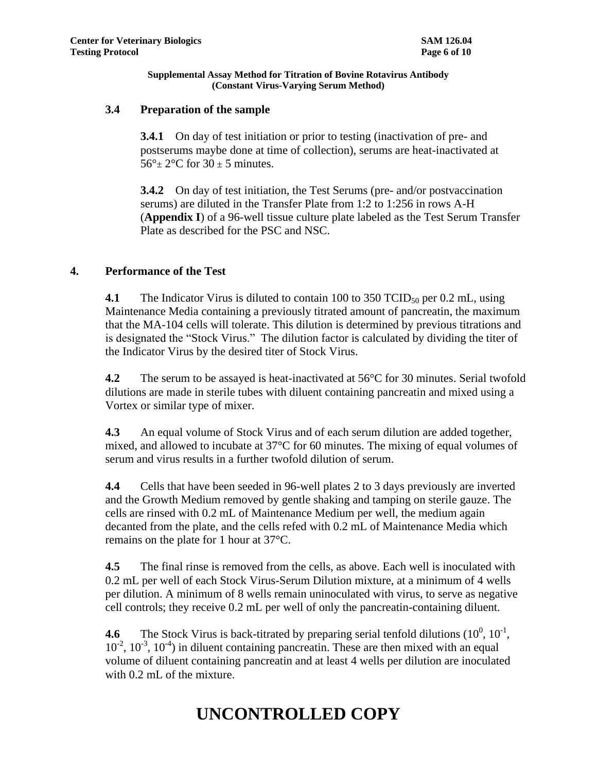### 3.4 Preparation of the sample

**3.4.1** On day of test initiation or prior to testing (inactivation of pre- and postserums maybe done at time of collection), serums are heat-inactivated at 56°± 2°C for 30 ± 5 minutes.

**3.4.2** On day of test initiation, the Test Serums (pre- and/or postvaccination serums) are diluted in the Transfer Plate from 1:2 to 1:256 in rows A-H (**Appendix I**) of a 96-well tissue culture plate labeled as the Test Serum Transfer Plate as described for the PSC and NSC.

## 4. Performance of the Test

**4.1** The Indicator Virus is diluted to contain 100 to 350 $TCID_{50}$ per 0.2 mL, using Maintenance Media containing a previously titrated amount of pancreatin, the maximum that the MA-104 cells will tolerate. This dilution is determined by previous titrations and is designated the "Stock Virus." The dilution factor is calculated by dividing the titer of the Indicator Virus by the desired titer of Stock Virus.

**4.2** The serum to be assayed is heat-inactivated at 56°C for 30 minutes. Serial twofold dilutions are made in sterile tubes with diluent containing pancreatin and mixed using a Vortex or similar type of mixer.

**4.3** An equal volume of Stock Virus and of each serum dilution are added together, mixed, and allowed to incubate at 37°C for 60 minutes. The mixing of equal volumes of serum and virus results in a further twofold dilution of serum.

**4.4** Cells that have been seeded in 96-well plates 2 to 3 days previously are inverted and the Growth Medium removed by gentle shaking and tamping on sterile gauze. The cells are rinsed with 0.2 mL of Maintenance Medium per well, the medium again decanted from the plate, and the cells refed with 0.2 mL of Maintenance Media which remains on the plate for 1 hour at 37°C.

**4.5** The final rinse is removed from the cells, as above. Each well is inoculated with 0.2 mL per well of each Stock Virus-Serum Dilution mixture, at a minimum of 4 wells per dilution. A minimum of 8 wells remain uninoculated with virus, to serve as negative cell controls; they receive 0.2 mL per well of only the pancreatin-containing diluent.

**4.6** The Stock Virus is back-titrated by preparing serial tenfold dilutions ($10^0$, $10^{-1}$, $10^{-2}$, $10^{-3}$, $10^{-4}$) in diluent containing pancreatin. These are then mixed with an equal volume of diluent containing pancreatin and at least 4 wells per dilution are inoculated with 0.2 mL of the mixture.

# UNCONTROLLED COPY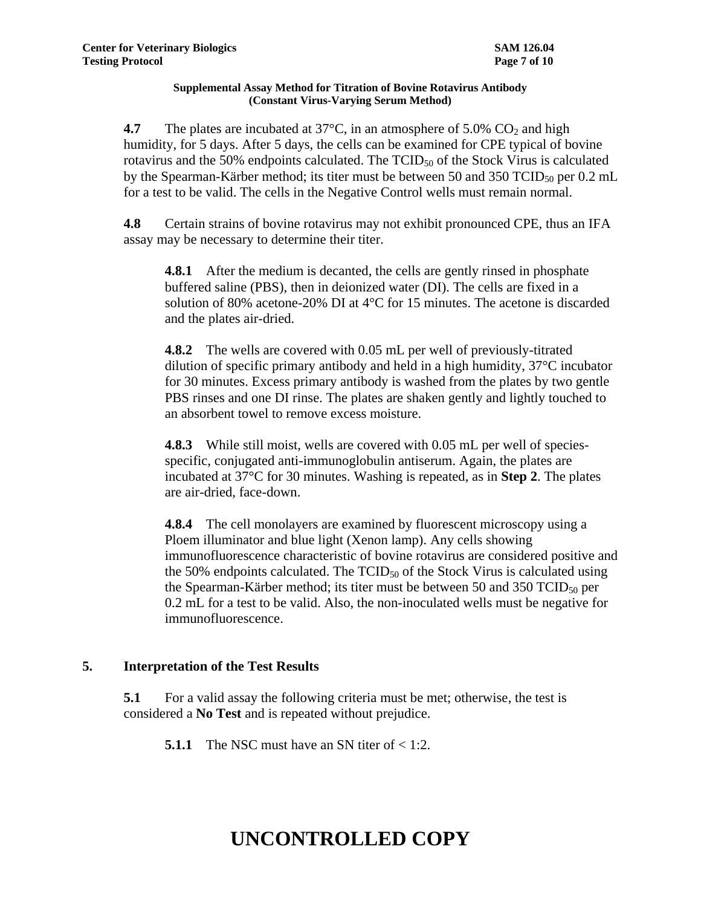**4.7** The plates are incubated at 37°C, in an atmosphere of 5.0% $CO_2$ and high humidity, for 5 days. After 5 days, the cells can be examined for CPE typical of bovine rotavirus and the 50% endpoints calculated. The $TCID_{50}$ of the Stock Virus is calculated by the Spearman-Kärber method; its titer must be between 50 and 350 $TCID_{50}$ per 0.2 mL for a test to be valid. The cells in the Negative Control wells must remain normal.

**4.8** Certain strains of bovine rotavirus may not exhibit pronounced CPE, thus an IFA assay may be necessary to determine their titer.

**4.8.1** After the medium is decanted, the cells are gently rinsed in phosphate buffered saline (PBS), then in deionized water (DI). The cells are fixed in a solution of 80% acetone-20% DI at 4°C for 15 minutes. The acetone is discarded and the plates air-dried.

**4.8.2** The wells are covered with 0.05 mL per well of previously-titrated dilution of specific primary antibody and held in a high humidity, 37°C incubator for 30 minutes. Excess primary antibody is washed from the plates by two gentle PBS rinses and one DI rinse. The plates are shaken gently and lightly touched to an absorbent towel to remove excess moisture.

**4.8.3** While still moist, wells are covered with 0.05 mL per well of species-specific, conjugated anti-immunoglobulin antiserum. Again, the plates are incubated at 37°C for 30 minutes. Washing is repeated, as in **Step 2**. The plates are air-dried, face-down.

**4.8.4** The cell monolayers are examined by fluorescent microscopy using a Ploem illuminator and blue light (Xenon lamp). Any cells showing immunofluorescence characteristic of bovine rotavirus are considered positive and the 50% endpoints calculated. The $TCID_{50}$ of the Stock Virus is calculated using the Spearman-Kärber method; its titer must be between 50 and 350 $TCID_{50}$ per 0.2 mL for a test to be valid. Also, the non-inoculated wells must be negative for immunofluorescence.

## 5. Interpretation of the Test Results

**5.1** For a valid assay the following criteria must be met; otherwise, the test is considered a **No Test** and is repeated without prejudice.

**5.1.1** The NSC must have an SN titer of < 1:2.

# UNCONTROLLED COPY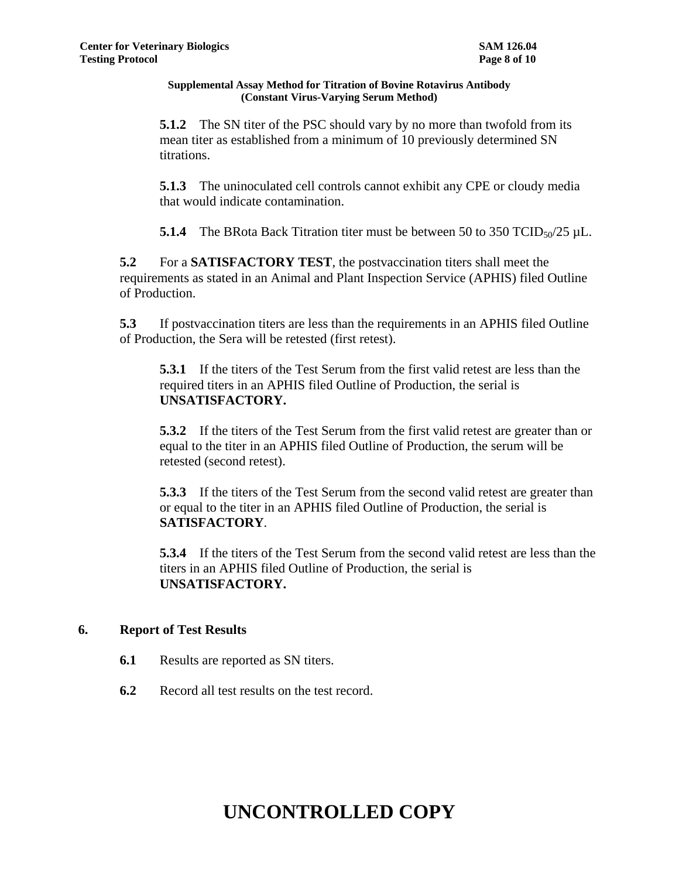**5.1.2** The SN titer of the PSC should vary by no more than twofold from its mean titer as established from a minimum of 10 previously determined SN titrations.

**5.1.3** The uninoculated cell controls cannot exhibit any CPE or cloudy media that would indicate contamination.

**5.1.4** The BRota Back Titration titer must be between 50 to 350 $TCID_{50}$/25 µL.

**5.2** For a **SATISFACTORY TEST**, the postvaccination titers shall meet the requirements as stated in an Animal and Plant Inspection Service (APHIS) filed Outline of Production.

**5.3** If postvaccination titers are less than the requirements in an APHIS filed Outline of Production, the Sera will be retested (first retest).

**5.3.1** If the titers of the Test Serum from the first valid retest are less than the required titers in an APHIS filed Outline of Production, the serial is **UNSATISFACTORY.**

**5.3.2** If the titers of the Test Serum from the first valid retest are greater than or equal to the titer in an APHIS filed Outline of Production, the serum will be retested (second retest).

**5.3.3** If the titers of the Test Serum from the second valid retest are greater than or equal to the titer in an APHIS filed Outline of Production, the serial is **SATISFACTORY**.

**5.3.4** If the titers of the Test Serum from the second valid retest are less than the titers in an APHIS filed Outline of Production, the serial is **UNSATISFACTORY.**

## 6. Report of Test Results

**6.1** Results are reported as SN titers.

**6.2** Record all test results on the test record.

# UNCONTROLLED COPY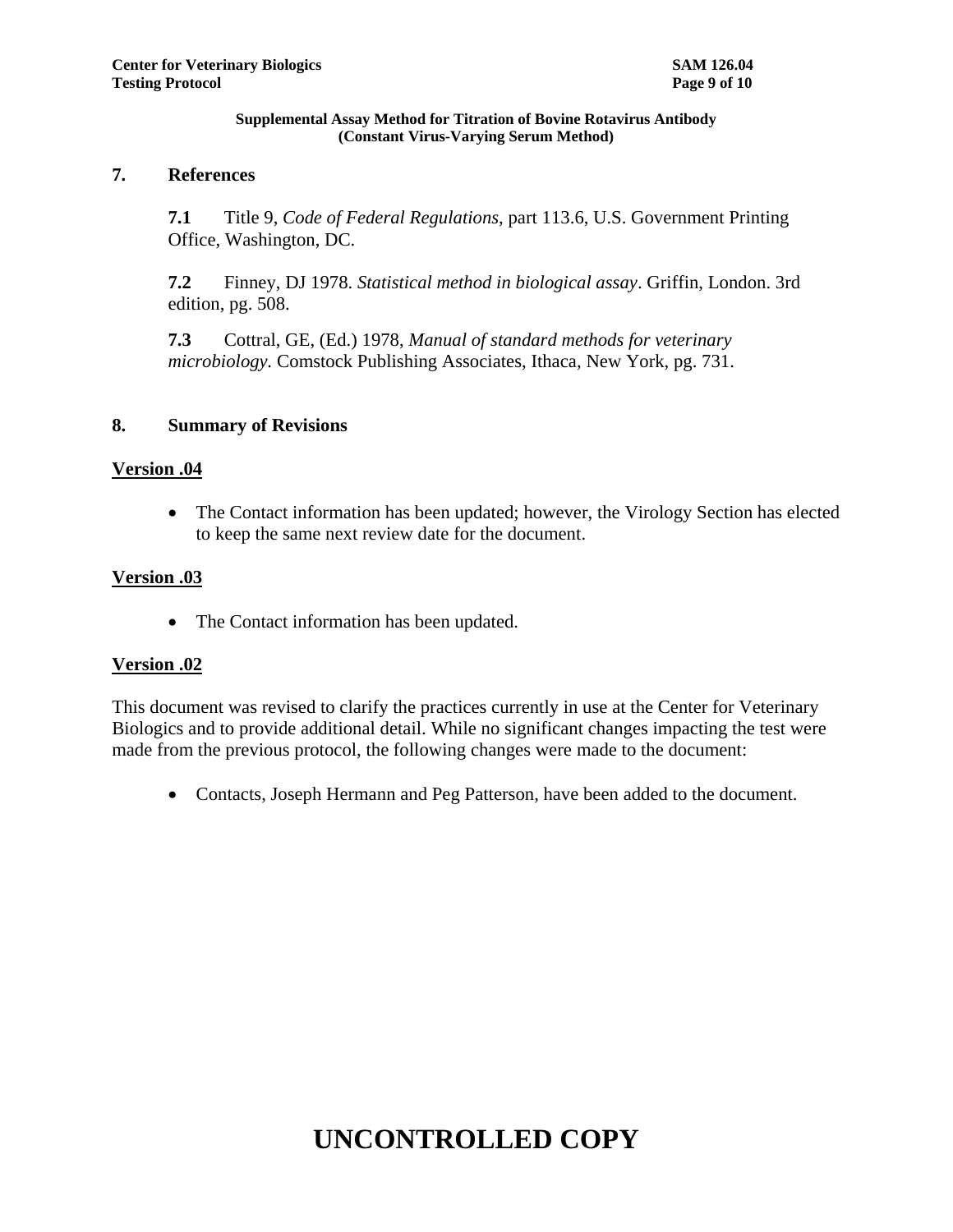## 7. References

**7.1** Title 9, *Code of Federal Regulations*, part 113.6, U.S. Government Printing Office, Washington, DC.

**7.2** Finney, DJ 1978. *Statistical method in biological assay*. Griffin, London. 3rd edition, pg. 508.

**7.3** Cottral, GE, (Ed.) 1978, *Manual of standard methods for veterinary microbiology*. Comstock Publishing Associates, Ithaca, New York, pg. 731.

## 8. Summary of Revisions

### Version .04

- The Contact information has been updated; however, the Virology Section has elected to keep the same next review date for the document.

### Version .03

- The Contact information has been updated.

### Version .02

This document was revised to clarify the practices currently in use at the Center for Veterinary Biologics and to provide additional detail. While no significant changes impacting the test were made from the previous protocol, the following changes were made to the document:

- Contacts, Joseph Hermann and Peg Patterson, have been added to the document.

**UNCONTROLLED COPY**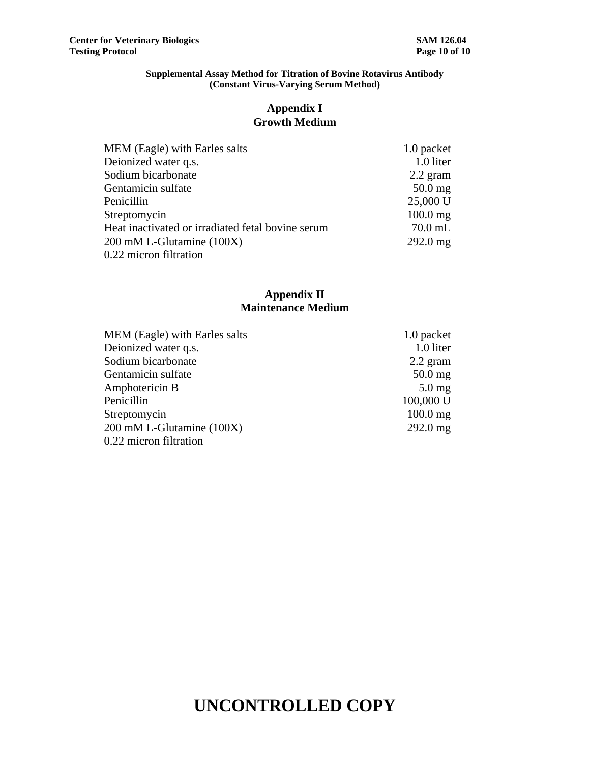## Appendix I
## Growth Medium

| | |
|---|---|
| MEM (Eagle) with Earles salts | 1.0 packet |
| Deionized water q.s. | 1.0 liter |
| Sodium bicarbonate | 2.2 gram |
| Gentamicin sulfate | 50.0 mg |
| Penicillin | 25,000 U |
| Streptomycin | 100.0 mg |
| Heat inactivated or irradiated fetal bovine serum | 70.0 mL |
| 200 mM L-Glutamine (100X) | 292.0 mg |
| 0.22 micron filtration | |

## Appendix II
## Maintenance Medium

| | |
|---|---|
| MEM (Eagle) with Earles salts | 1.0 packet |
| Deionized water q.s. | 1.0 liter |
| Sodium bicarbonate | 2.2 gram |
| Gentamicin sulfate | 50.0 mg |
| Amphotericin B | 5.0 mg |
| Penicillin | 100,000 U |
| Streptomycin | 100.0 mg |
| 200 mM L-Glutamine (100X) | 292.0 mg |
| 0.22 micron filtration | |

**UNCONTROLLED COPY**